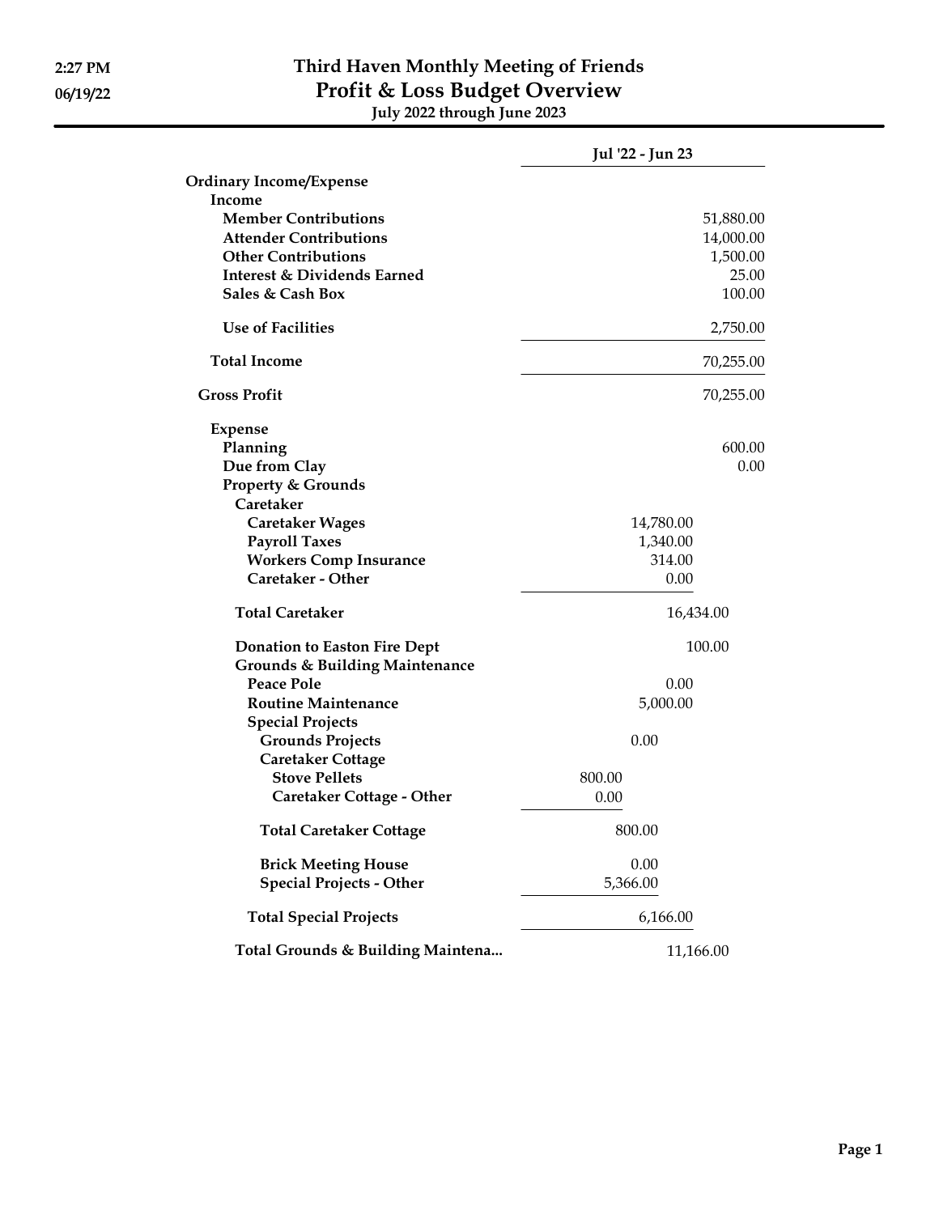# Third Haven Monthly Meeting of Friends

## Profit & Loss Budget Overview

**July 2022 through June 2023**

2:27 PM
06/19/22

| | Jul '22 - Jun 23 |
|---|---|
| **Ordinary Income/Expense** | |
| **Income** | |
| **Member Contributions** | 51,880.00 |
| **Attender Contributions** | 14,000.00 |
| **Other Contributions** | 1,500.00 |
| **Interest & Dividends Earned** | 25.00 |
| **Sales & Cash Box** | 100.00 |
| **Use of Facilities** | 2,750.00 |
| **Total Income** | 70,255.00 |
| **Gross Profit** | 70,255.00 |
| **Expense** | |
| **Planning** | 600.00 |
| **Due from Clay** | 0.00 |
| **Property & Grounds** | |
| **Caretaker** | |
| **Caretaker Wages** | 14,780.00 |
| **Payroll Taxes** | 1,340.00 |
| **Workers Comp Insurance** | 314.00 |
| **Caretaker - Other** | 0.00 |
| **Total Caretaker** | 16,434.00 |
| **Donation to Easton Fire Dept** | 100.00 |
| **Grounds & Building Maintenance** | |
| **Peace Pole** | 0.00 |
| **Routine Maintenance** | 5,000.00 |
| **Special Projects** | |
| **Grounds Projects** | 0.00 |
| **Caretaker Cottage** | |
| **Stove Pellets** | 800.00 |
| **Caretaker Cottage - Other** | 0.00 |
| **Total Caretaker Cottage** | 800.00 |
| **Brick Meeting House** | 0.00 |
| **Special Projects - Other** | 5,366.00 |
| **Total Special Projects** | 6,166.00 |
| **Total Grounds & Building Maintena...** | 11,166.00 |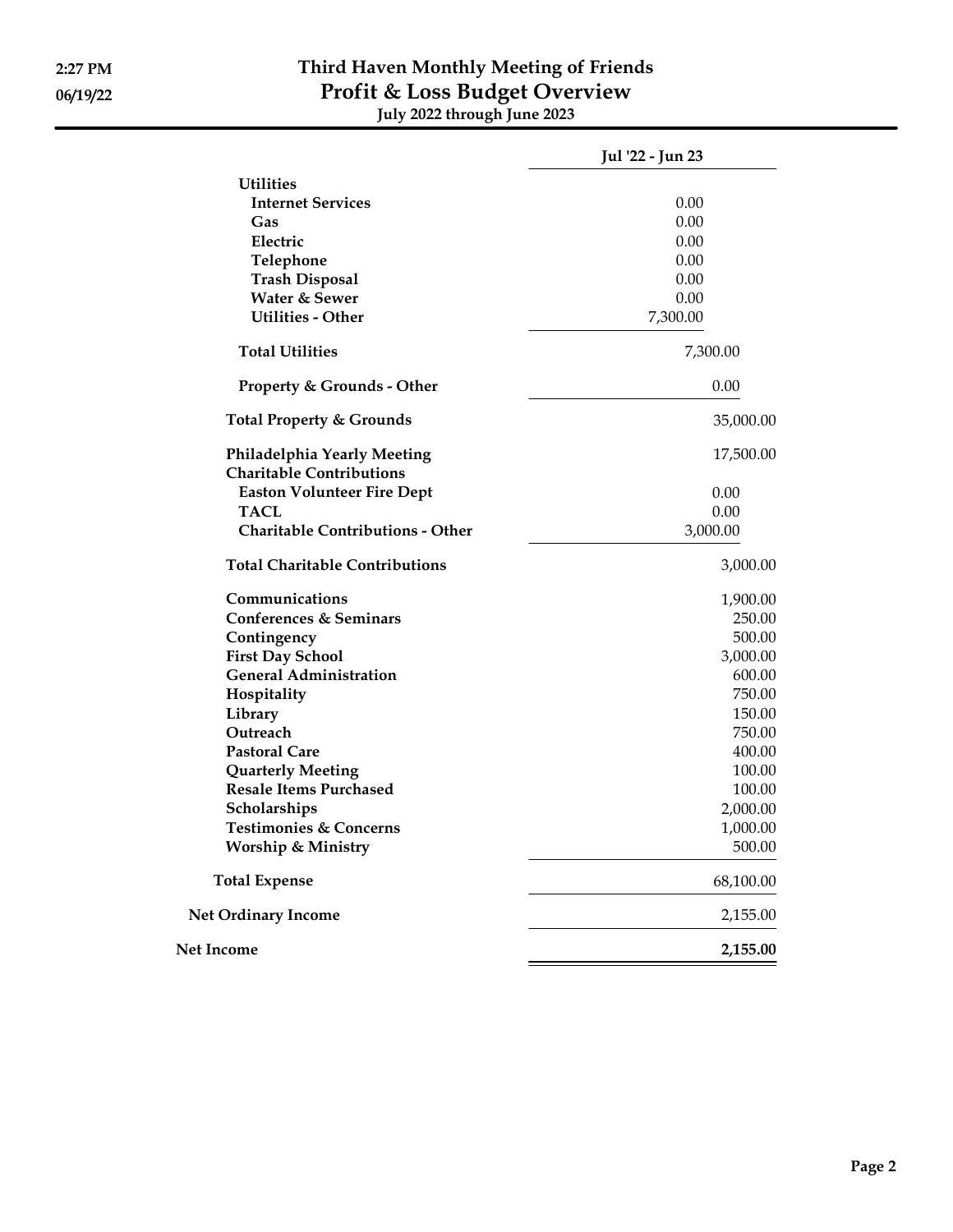# Third Haven Monthly Meeting of Friends
## Profit & Loss Budget Overview
### July 2022 through June 2023

| | Jul '22 - Jun 23 |
|---|---|
| **Utilities** | |
| **Internet Services** | 0.00 |
| **Gas** | 0.00 |
| **Electric** | 0.00 |
| **Telephone** | 0.00 |
| **Trash Disposal** | 0.00 |
| **Water & Sewer** | 0.00 |
| **Utilities - Other** | 7,300.00 |
| **Total Utilities** | 7,300.00 |
| **Property & Grounds - Other** | 0.00 |
| **Total Property & Grounds** | 35,000.00 |
| **Philadelphia Yearly Meeting** | 17,500.00 |
| **Charitable Contributions** | |
| **Easton Volunteer Fire Dept** | 0.00 |
| **TACL** | 0.00 |
| **Charitable Contributions - Other** | 3,000.00 |
| **Total Charitable Contributions** | 3,000.00 |
| **Communications** | 1,900.00 |
| **Conferences & Seminars** | 250.00 |
| **Contingency** | 500.00 |
| **First Day School** | 3,000.00 |
| **General Administration** | 600.00 |
| **Hospitality** | 750.00 |
| **Library** | 150.00 |
| **Outreach** | 750.00 |
| **Pastoral Care** | 400.00 |
| **Quarterly Meeting** | 100.00 |
| **Resale Items Purchased** | 100.00 |
| **Scholarships** | 2,000.00 |
| **Testimonies & Concerns** | 1,000.00 |
| **Worship & Ministry** | 500.00 |
| **Total Expense** | 68,100.00 |
| **Net Ordinary Income** | 2,155.00 |
| **Net Income** | **2,155.00** |